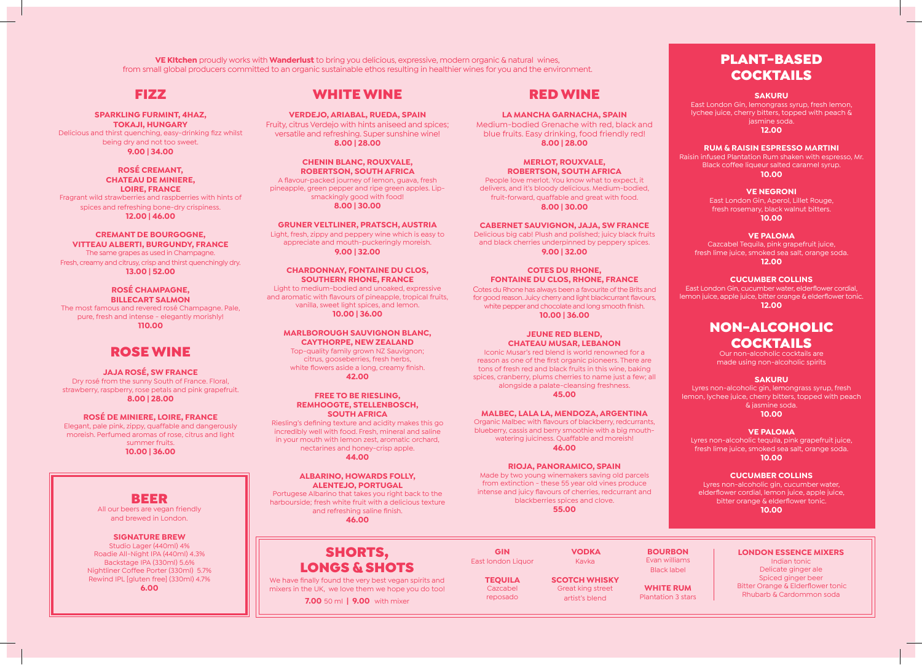**VE Kitchen** proudly works with **Wanderlust** to bring you delicious, expressive, modern organic & natural wines, from small global producers committed to an organic sustainable ethos resulting in healthier wines for you and the environment.

## FIZZ

**SPARKLING FURMINT, 4HAZ, TOKAJI, HUNGARY**
Delicious and thirst quenching, easy-drinking fizz whilst being dry and not too sweet.
**9.00 | 34.00**

**ROSÉ CREMANT, CHATEAU DE MINIERE, LOIRE, FRANCE**
Fragrant wild strawberries and raspberries with hints of spices and refreshing bone-dry crispiness.
**12.00 | 46.00**

**CREMANT DE BOURGOGNE, VITTEAU ALBERTI, BURGUNDY, FRANCE**
The same grapes as used in Champagne. Fresh, creamy and citrusy, crisp and thirst quenchingly dry.
**13.00 | 52.00**

**ROSÉ CHAMPAGNE, BILLECART SALMON**
The most famous and revered rosé Champagne. Pale, pure, fresh and intense - elegantly morishly!
**110.00**

## ROSE WINE

**JAJA ROSÉ, SW FRANCE**
Dry rosé from the sunny South of France. Floral, strawberry, raspberry, rose petals and pink grapefruit.
**8.00 | 28.00**

**ROSÉ DE MINIERE, LOIRE, FRANCE**
Elegant, pale pink, zippy, quaffable and dangerously moreish. Perfumed aromas of rose, citrus and light summer fruits.
**10.00 | 36.00**

## BEER

All our beers are vegan friendly and brewed in London.

**SIGNATURE BREW**
Studio Lager (440ml) 4%
Roadie All-Night IPA (440ml) 4.3%
Backstage IPA (330ml) 5.6%
Nightliner Coffee Porter (330ml) 5.7%
Rewind IPL [gluten free] (330ml) 4.7%
**6.00**

## WHITE WINE

**VERDEJO, ARIABAL, RUEDA, SPAIN**
Fruity, citrus Verdejo with hints aniseed and spices; versatile and refreshing. Super sunshine wine!
**8.00 | 28.00**

**CHENIN BLANC, ROUXVALE, ROBERTSON, SOUTH AFRICA**
A flavour-packed journey of lemon, guava, fresh pineapple, green pepper and ripe green apples. Lip-smackingly good with food!
**8.00 | 30.00**

**GRUNER VELTLINER, PRATSCH, AUSTRIA**
Light, fresh, zippy and peppery wine which is easy to appreciate and mouth-puckeringly moreish.
**9.00 | 32.00**

**CHARDONNAY, FONTAINE DU CLOS, SOUTHERN RHONE, FRANCE**
Light to medium-bodied and unoaked, expressive and aromatic with flavours of pineapple, tropical fruits, vanilla, sweet light spices, and lemon.
**10.00 | 36.00**

**MARLBOROUGH SAUVIGNON BLANC, CAYTHORPE, NEW ZEALAND**
Top-quality family grown NZ Sauvignon; citrus, gooseberries, fresh herbs, white flowers aside a long, creamy finish.
**42.00**

**FREE TO BE RIESLING, REMHOOGTE, STELLENBOSCH, SOUTH AFRICA**
Riesling's defining texture and acidity makes this go incredibly well with food. Fresh, mineral and saline in your mouth with lemon zest, aromatic orchard, nectarines and honey-crisp apple.
**44.00**

**ALBARINO, HOWARDS FOLLY, ALENTEJO, PORTUGAL**
Portugese Albarino that takes you right back to the harbourside; fresh white fruit with a delicious texture and refreshing saline finish.
**46.00**

## RED WINE

**LA MANCHA GARNACHA, SPAIN**
Medium-bodied Grenache with red, black and blue fruits. Easy drinking, food friendly red!
**8.00 | 28.00**

**MERLOT, ROUXVALE, ROBERTSON, SOUTH AFRICA**
People love merlot. You know what to expect, it delivers, and it's bloody delicious. Medium-bodied, fruit-forward, quaffable and great with food.
**8.00 | 30.00**

**CABERNET SAUVIGNON, JAJA, SW FRANCE**
Delicious big cab! Plush and polished; juicy black fruits and black cherries underpinned by peppery spices.
**9.00 | 32.00**

**COTES DU RHONE, FONTAINE DU CLOS, RHONE, FRANCE**
Cotes du Rhone has always been a favourite of the Brits and for good reason. Juicy cherry and light blackcurrant flavours, white pepper and chocolate and long smooth finish.
**10.00 | 36.00**

**JEUNE RED BLEND, CHATEAU MUSAR, LEBANON**
Iconic Musar's red blend is world renowned for a reason as one of the first organic pioneers. There are tons of fresh red and black fruits in this wine, baking spices, cranberry, plums cherries to name just a few; all alongside a palate-cleansing freshness.
**45.00**

**MALBEC, LALA LA, MENDOZA, ARGENTINA**
Organic Malbec with flavours of blackberry, redcurrants, blueberry, cassis and berry smoothie with a big mouth-watering juiciness. Quaffable and moreish!
**46.00**

**RIOJA, PANORAMICO, SPAIN**
Made by two young winemakers saving old parcels from extinction - these 55 year old vines produce intense and juicy flavours of cherries, redcurrant and blackberries spices and clove.
**55.00**

## SHORTS, LONGS & SHOTS

We have finally found the very best vegan spirits and mixers in the UK, we love them we hope you do too!

**7.00** 50 ml **| 9.00** with mixer

**GIN**
East london Liquor

**TEQUILA**
Cazcabel reposado

**VODKA**
Kavka

**SCOTCH WHISKY**
Great king street artist's blend

**BOURBON**
Evan williams Black label

**WHITE RUM**
Plantation 3 stars

**LONDON ESSENCE MIXERS**
Indian tonic
Delicate ginger ale
Spiced ginger beer
Bitter Orange & Elderflower tonic
Rhubarb & Cardommon soda

## PLANT-BASED COCKTAILS

**SAKURU**
East London Gin, lemongrass syrup, fresh lemon, lychee juice, cherry bitters, topped with peach & jasmine soda.
**12.00**

**RUM & RAISIN ESPRESSO MARTINI**
Raisin infused Plantation Rum shaken with espresso, Mr. Black coffee liqueur salted caramel syrup.
**10.00**

**VE NEGRONI**
East London Gin, Aperol, Lillet Rouge, fresh rosemary, black walnut bitters.
**10.00**

**VE PALOMA**
Cazcabel Tequila, pink grapefruit juice, fresh lime juice, smoked sea salt, orange soda.
**12.00**

**CUCUMBER COLLINS**
East London Gin, cucumber water, elderflower cordial, lemon juice, apple juice, bitter orange & elderflower tonic.
**12.00**

## NON-ALCOHOLIC COCKTAILS

Our non-alcoholic cocktails are made using non-alcoholic spirits

**SAKURU**
Lyres non-alcoholic gin, lemongrass syrup, fresh lemon, lychee juice, cherry bitters, topped with peach & jasmine soda.
**10.00**

**VE PALOMA**
Lyres non-alcoholic tequila, pink grapefruit juice, fresh lime juice, smoked sea salt, orange soda.
**10.00**

**CUCUMBER COLLINS**
Lyres non-alcoholic gin, cucumber water, elderflower cordial, lemon juice, apple juice, bitter orange & elderflower tonic.
**10.00**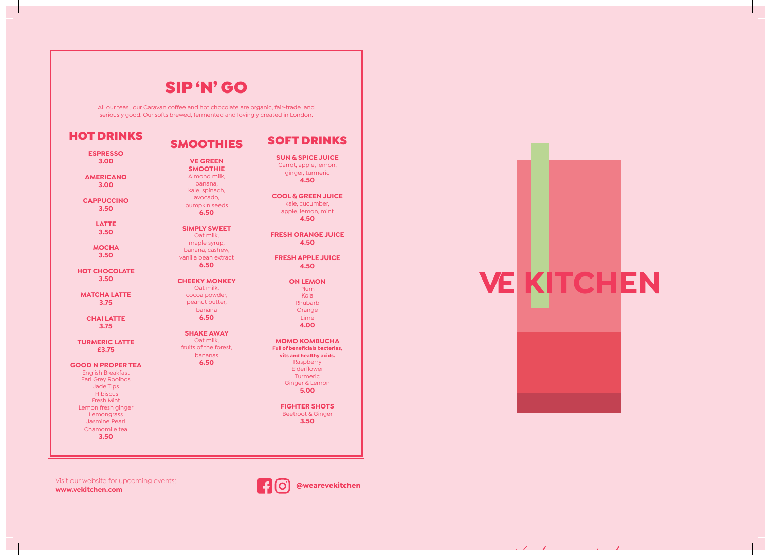# SIP 'N' GO

All our teas , our Caravan coffee and hot chocolate are organic, fair-trade and seriously good. Our softs brewed, fermented and lovingly created in London.

## HOT DRINKS

**ESPRESSO**
**3.00**

**AMERICANO**
**3.00**

**CAPPUCCINO**
**3.50**

**LATTE**
**3.50**

**MOCHA**
**3.50**

**HOT CHOCOLATE**
**3.50**

**MATCHA LATTE**
**3.75**

**CHAI LATTE**
**3.75**

**TURMERIC LATTE**
**£3.75**

**GOOD N PROPER TEA**
English Breakfast
Earl Grey Rooibos
Jade Tips
Hibiscus
Fresh Mint
Lemon fresh ginger
Lemongrass
Jasmine Pearl
Chamomile tea
**3.50**

## SMOOTHIES

**VE GREEN SMOOTHIE**
Almond milk, banana, kale, spinach, avocado, pumpkin seeds
**6.50**

**SIMPLY SWEET**
Oat milk, maple syrup, banana, cashew, vanilla bean extract
**6.50**

**CHEEKY MONKEY**
Oat milk, cocoa powder, peanut butter, banana
**6.50**

**SHAKE AWAY**
Oat milk, fruits of the forest, bananas
**6.50**

## SOFT DRINKS

**SUN & SPICE JUICE**
Carrot, apple, lemon, ginger, turmeric
**4.50**

**COOL & GREEN JUICE**
kale, cucumber, apple, lemon, mint
**4.50**

**FRESH ORANGE JUICE**
**4.50**

**FRESH APPLE JUICE**
**4.50**

**ON LEMON**
Plum
Kola
Rhubarb
Orange
Lime
**4.00**

**MOMO KOMBUCHA**
**Full of beneficials bacterias, vits and healthy acids.**
Raspberry
Elderflower
Turmeric
Ginger & Lemon
**5.00**

**FIGHTER SHOTS**
Beetroot & Ginger
**3.50**

Visit our website for upcoming events:
**www.vekitchen.com**

**@wearevekitchen**

# VE KITCHEN